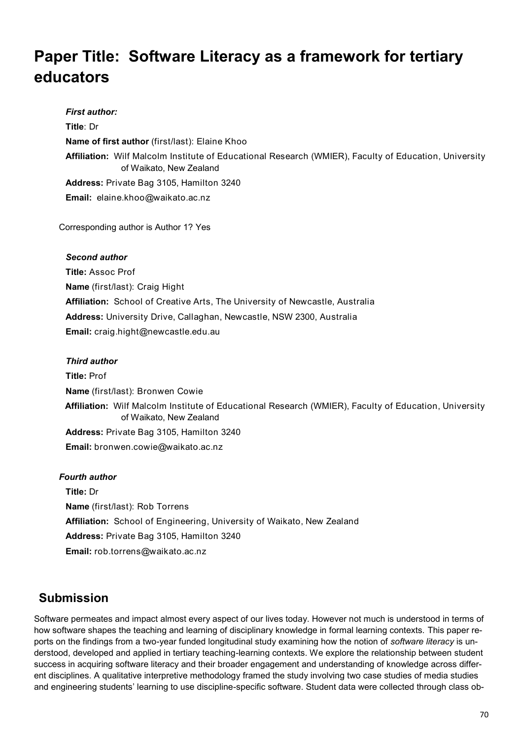# Paper Title: Software Literacy as a framework for tertiary educators

***First author:***

**Title**: Dr

**Name of first author** (first/last): Elaine Khoo

**Affiliation:** Wilf Malcolm Institute of Educational Research (WMIER), Faculty of Education, University of Waikato, New Zealand

**Address:** Private Bag 3105, Hamilton 3240

**Email:** elaine.khoo@waikato.ac.nz

Corresponding author is Author 1? Yes

***Second author***

**Title:** Assoc Prof

**Name** (first/last): Craig Hight

**Affiliation:** School of Creative Arts, The University of Newcastle, Australia

**Address:** University Drive, Callaghan, Newcastle, NSW 2300, Australia

**Email:** craig.hight@newcastle.edu.au

***Third author***

**Title:** Prof

**Name** (first/last): Bronwen Cowie

**Affiliation:** Wilf Malcolm Institute of Educational Research (WMIER), Faculty of Education, University of Waikato, New Zealand

**Address:** Private Bag 3105, Hamilton 3240

**Email:** bronwen.cowie@waikato.ac.nz

***Fourth author***

**Title:** Dr

**Name** (first/last): Rob Torrens

**Affiliation:** School of Engineering, University of Waikato, New Zealand

**Address:** Private Bag 3105, Hamilton 3240

**Email:** rob.torrens@waikato.ac.nz

## Submission

Software permeates and impact almost every aspect of our lives today. However not much is understood in terms of how software shapes the teaching and learning of disciplinary knowledge in formal learning contexts. This paper reports on the findings from a two-year funded longitudinal study examining how the notion of *software literacy* is understood, developed and applied in tertiary teaching-learning contexts. We explore the relationship between student success in acquiring software literacy and their broader engagement and understanding of knowledge across different disciplines. A qualitative interpretive methodology framed the study involving two case studies of media studies and engineering students' learning to use discipline-specific software. Student data were collected through class ob-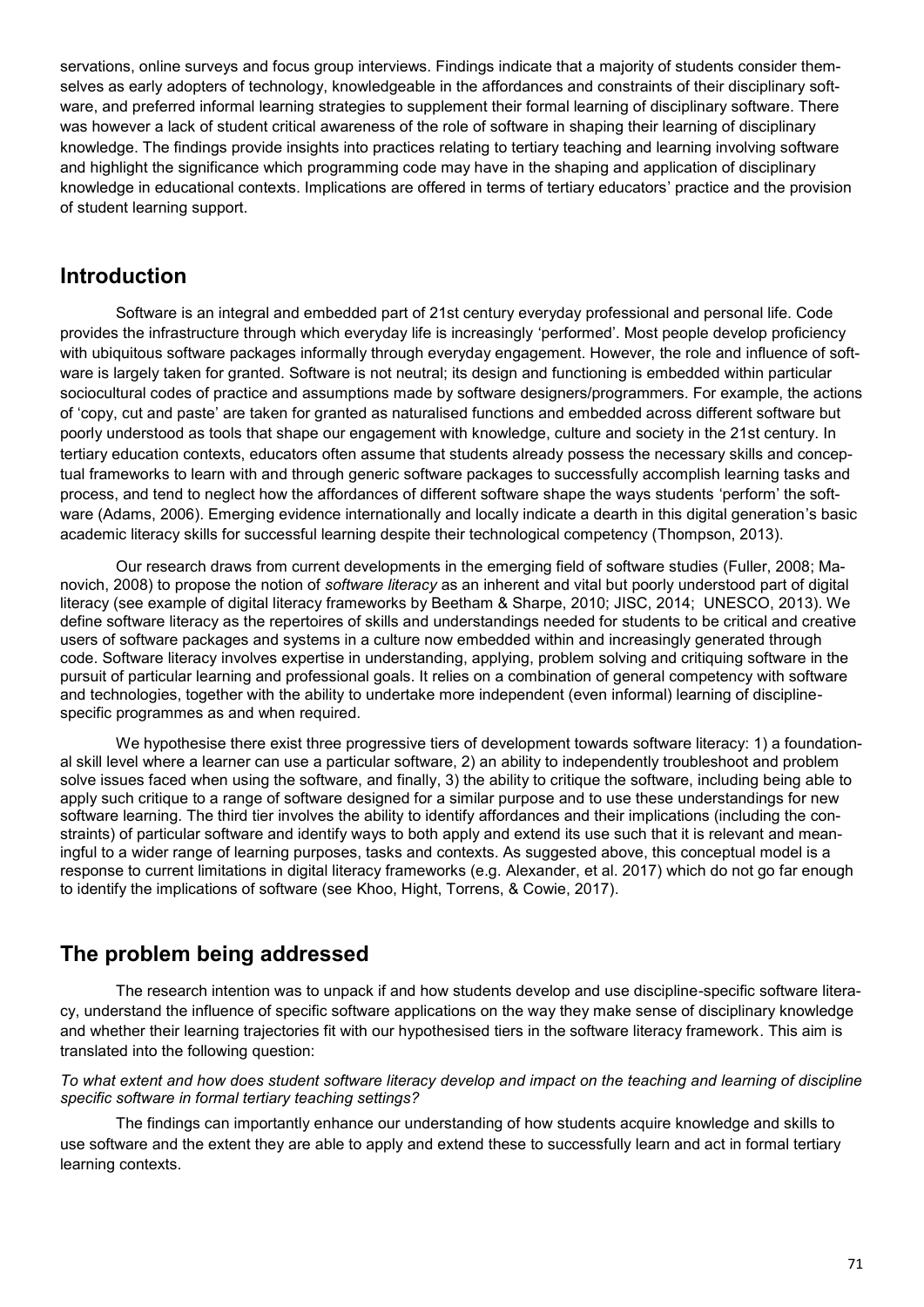servations, online surveys and focus group interviews. Findings indicate that a majority of students consider themselves as early adopters of technology, knowledgeable in the affordances and constraints of their disciplinary software, and preferred informal learning strategies to supplement their formal learning of disciplinary software. There was however a lack of student critical awareness of the role of software in shaping their learning of disciplinary knowledge. The findings provide insights into practices relating to tertiary teaching and learning involving software and highlight the significance which programming code may have in the shaping and application of disciplinary knowledge in educational contexts. Implications are offered in terms of tertiary educators' practice and the provision of student learning support.

## Introduction

Software is an integral and embedded part of 21st century everyday professional and personal life. Code provides the infrastructure through which everyday life is increasingly 'performed'. Most people develop proficiency with ubiquitous software packages informally through everyday engagement. However, the role and influence of software is largely taken for granted. Software is not neutral; its design and functioning is embedded within particular sociocultural codes of practice and assumptions made by software designers/programmers. For example, the actions of 'copy, cut and paste' are taken for granted as naturalised functions and embedded across different software but poorly understood as tools that shape our engagement with knowledge, culture and society in the 21st century. In tertiary education contexts, educators often assume that students already possess the necessary skills and conceptual frameworks to learn with and through generic software packages to successfully accomplish learning tasks and process, and tend to neglect how the affordances of different software shape the ways students 'perform' the software (Adams, 2006). Emerging evidence internationally and locally indicate a dearth in this digital generation's basic academic literacy skills for successful learning despite their technological competency (Thompson, 2013).

Our research draws from current developments in the emerging field of software studies (Fuller, 2008; Manovich, 2008) to propose the notion of *software literacy* as an inherent and vital but poorly understood part of digital literacy (see example of digital literacy frameworks by Beetham & Sharpe, 2010; JISC, 2014; UNESCO, 2013). We define software literacy as the repertoires of skills and understandings needed for students to be critical and creative users of software packages and systems in a culture now embedded within and increasingly generated through code. Software literacy involves expertise in understanding, applying, problem solving and critiquing software in the pursuit of particular learning and professional goals. It relies on a combination of general competency with software and technologies, together with the ability to undertake more independent (even informal) learning of discipline-specific programmes as and when required.

We hypothesise there exist three progressive tiers of development towards software literacy: 1) a foundational skill level where a learner can use a particular software, 2) an ability to independently troubleshoot and problem solve issues faced when using the software, and finally, 3) the ability to critique the software, including being able to apply such critique to a range of software designed for a similar purpose and to use these understandings for new software learning. The third tier involves the ability to identify affordances and their implications (including the constraints) of particular software and identify ways to both apply and extend its use such that it is relevant and meaningful to a wider range of learning purposes, tasks and contexts. As suggested above, this conceptual model is a response to current limitations in digital literacy frameworks (e.g. Alexander, et al. 2017) which do not go far enough to identify the implications of software (see Khoo, Hight, Torrens, & Cowie, 2017).

## The problem being addressed

The research intention was to unpack if and how students develop and use discipline-specific software literacy, understand the influence of specific software applications on the way they make sense of disciplinary knowledge and whether their learning trajectories fit with our hypothesised tiers in the software literacy framework. This aim is translated into the following question:

*To what extent and how does student software literacy develop and impact on the teaching and learning of discipline specific software in formal tertiary teaching settings?*

The findings can importantly enhance our understanding of how students acquire knowledge and skills to use software and the extent they are able to apply and extend these to successfully learn and act in formal tertiary learning contexts.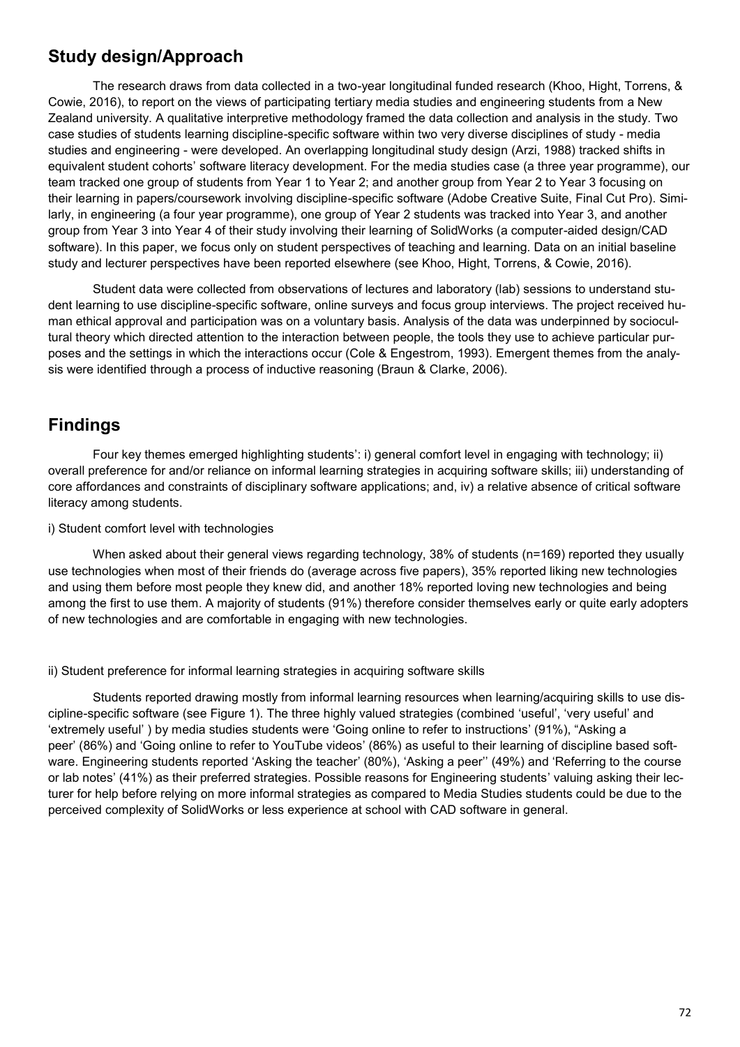## Study design/Approach

The research draws from data collected in a two-year longitudinal funded research (Khoo, Hight, Torrens, & Cowie, 2016), to report on the views of participating tertiary media studies and engineering students from a New Zealand university. A qualitative interpretive methodology framed the data collection and analysis in the study. Two case studies of students learning discipline-specific software within two very diverse disciplines of study - media studies and engineering - were developed. An overlapping longitudinal study design (Arzi, 1988) tracked shifts in equivalent student cohorts' software literacy development. For the media studies case (a three year programme), our team tracked one group of students from Year 1 to Year 2; and another group from Year 2 to Year 3 focusing on their learning in papers/coursework involving discipline-specific software (Adobe Creative Suite, Final Cut Pro). Similarly, in engineering (a four year programme), one group of Year 2 students was tracked into Year 3, and another group from Year 3 into Year 4 of their study involving their learning of SolidWorks (a computer-aided design/CAD software). In this paper, we focus only on student perspectives of teaching and learning. Data on an initial baseline study and lecturer perspectives have been reported elsewhere (see Khoo, Hight, Torrens, & Cowie, 2016).

Student data were collected from observations of lectures and laboratory (lab) sessions to understand student learning to use discipline-specific software, online surveys and focus group interviews. The project received human ethical approval and participation was on a voluntary basis. Analysis of the data was underpinned by sociocultural theory which directed attention to the interaction between people, the tools they use to achieve particular purposes and the settings in which the interactions occur (Cole & Engestrom, 1993). Emergent themes from the analysis were identified through a process of inductive reasoning (Braun & Clarke, 2006).

## Findings

Four key themes emerged highlighting students': i) general comfort level in engaging with technology; ii) overall preference for and/or reliance on informal learning strategies in acquiring software skills; iii) understanding of core affordances and constraints of disciplinary software applications; and, iv) a relative absence of critical software literacy among students.

i) Student comfort level with technologies

When asked about their general views regarding technology, 38% of students (n=169) reported they usually use technologies when most of their friends do (average across five papers), 35% reported liking new technologies and using them before most people they knew did, and another 18% reported loving new technologies and being among the first to use them. A majority of students (91%) therefore consider themselves early or quite early adopters of new technologies and are comfortable in engaging with new technologies.

ii) Student preference for informal learning strategies in acquiring software skills

Students reported drawing mostly from informal learning resources when learning/acquiring skills to use discipline-specific software (see Figure 1). The three highly valued strategies (combined 'useful', 'very useful' and 'extremely useful' ) by media studies students were 'Going online to refer to instructions' (91%), "Asking a peer' (86%) and 'Going online to refer to YouTube videos' (86%) as useful to their learning of discipline based software. Engineering students reported 'Asking the teacher' (80%), 'Asking a peer'' (49%) and 'Referring to the course or lab notes' (41%) as their preferred strategies. Possible reasons for Engineering students' valuing asking their lecturer for help before relying on more informal strategies as compared to Media Studies students could be due to the perceived complexity of SolidWorks or less experience at school with CAD software in general.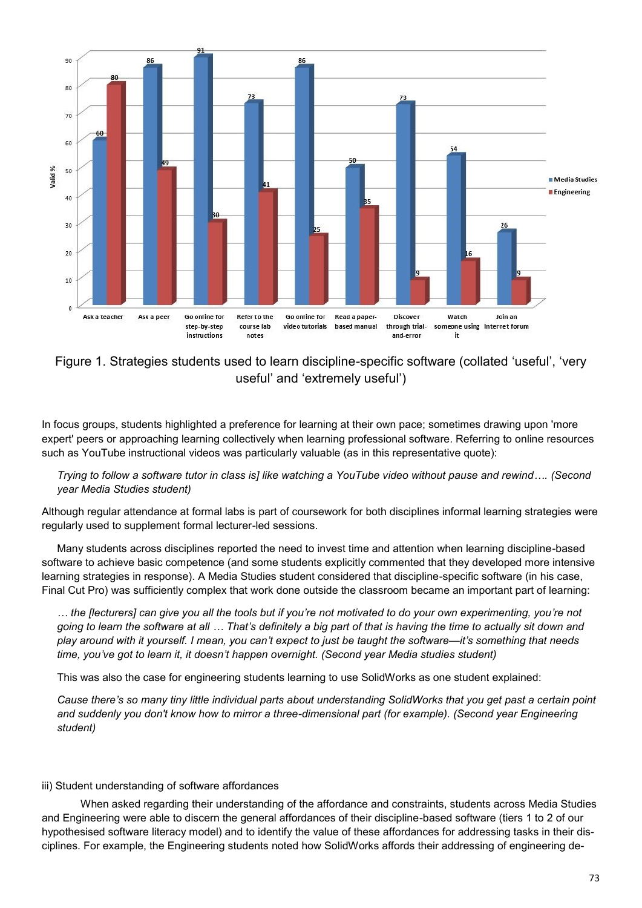| Strategy | Media Studies | Engineering |
|---|---|---|
| Ask a teacher | 60 | 80 |
| Ask a peer | 86 | 49 |
| Go online for step-by-step instructions | 91 | 30 |
| Refer to the course lab notes | 73 | 41 |
| Go online for video tutorials | 86 | 25 |
| Read a paper-based manual | 50 | 35 |
| Discover through trial-and-error | 73 | 9 |
| Watch someone using it | 54 | 16 |
| Join an Internet forum | 26 | 9 |

Figure 1. Strategies students used to learn discipline-specific software (collated 'useful', 'very useful' and 'extremely useful')

In focus groups, students highlighted a preference for learning at their own pace; sometimes drawing upon 'more expert' peers or approaching learning collectively when learning professional software. Referring to online resources such as YouTube instructional videos was particularly valuable (as in this representative quote):

> *Trying to follow a software tutor in class is] like watching a YouTube video without pause and rewind…. (Second year Media Studies student)*

Although regular attendance at formal labs is part of coursework for both disciplines informal learning strategies were regularly used to supplement formal lecturer-led sessions.

Many students across disciplines reported the need to invest time and attention when learning discipline-based software to achieve basic competence (and some students explicitly commented that they developed more intensive learning strategies in response). A Media Studies student considered that discipline-specific software (in his case, Final Cut Pro) was sufficiently complex that work done outside the classroom became an important part of learning:

> *… the [lecturers] can give you all the tools but if you're not motivated to do your own experimenting, you're not going to learn the software at all … That's definitely a big part of that is having the time to actually sit down and play around with it yourself. I mean, you can't expect to just be taught the software—it's something that needs time, you've got to learn it, it doesn't happen overnight. (Second year Media studies student)*

This was also the case for engineering students learning to use SolidWorks as one student explained:

> *Cause there's so many tiny little individual parts about understanding SolidWorks that you get past a certain point and suddenly you don't know how to mirror a three-dimensional part (for example). (Second year Engineering student)*

iii) Student understanding of software affordances

When asked regarding their understanding of the affordance and constraints, students across Media Studies and Engineering were able to discern the general affordances of their discipline-based software (tiers 1 to 2 of our hypothesised software literacy model) and to identify the value of these affordances for addressing tasks in their disciplines. For example, the Engineering students noted how SolidWorks affords their addressing of engineering de-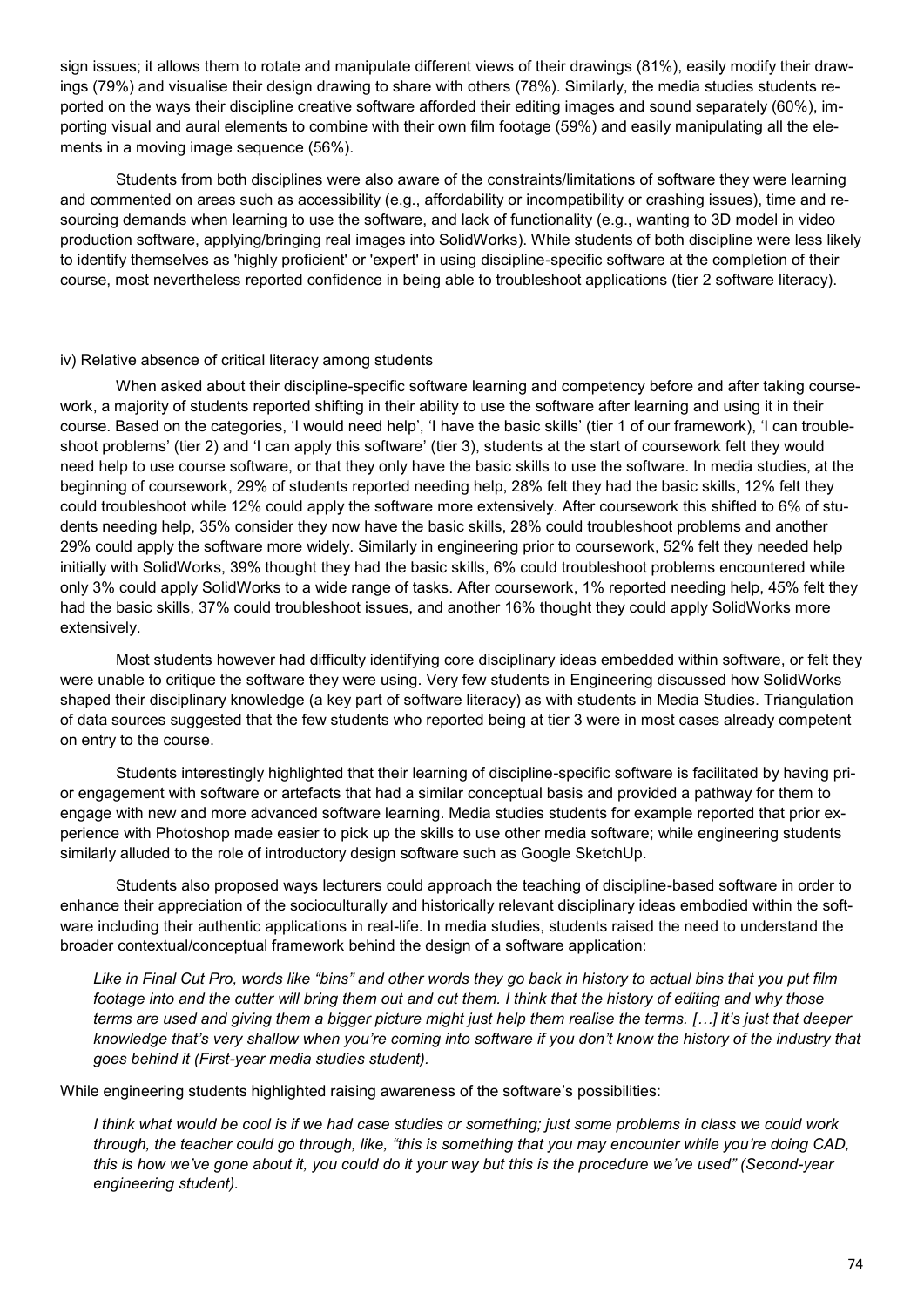sign issues; it allows them to rotate and manipulate different views of their drawings (81%), easily modify their drawings (79%) and visualise their design drawing to share with others (78%). Similarly, the media studies students reported on the ways their discipline creative software afforded their editing images and sound separately (60%), importing visual and aural elements to combine with their own film footage (59%) and easily manipulating all the elements in a moving image sequence (56%).

Students from both disciplines were also aware of the constraints/limitations of software they were learning and commented on areas such as accessibility (e.g., affordability or incompatibility or crashing issues), time and resourcing demands when learning to use the software, and lack of functionality (e.g., wanting to 3D model in video production software, applying/bringing real images into SolidWorks). While students of both discipline were less likely to identify themselves as 'highly proficient' or 'expert' in using discipline-specific software at the completion of their course, most nevertheless reported confidence in being able to troubleshoot applications (tier 2 software literacy).

### iv) Relative absence of critical literacy among students

When asked about their discipline-specific software learning and competency before and after taking coursework, a majority of students reported shifting in their ability to use the software after learning and using it in their course. Based on the categories, 'I would need help', 'I have the basic skills' (tier 1 of our framework), 'I can troubleshoot problems' (tier 2) and 'I can apply this software' (tier 3), students at the start of coursework felt they would need help to use course software, or that they only have the basic skills to use the software. In media studies, at the beginning of coursework, 29% of students reported needing help, 28% felt they had the basic skills, 12% felt they could troubleshoot while 12% could apply the software more extensively. After coursework this shifted to 6% of students needing help, 35% consider they now have the basic skills, 28% could troubleshoot problems and another 29% could apply the software more widely. Similarly in engineering prior to coursework, 52% felt they needed help initially with SolidWorks, 39% thought they had the basic skills, 6% could troubleshoot problems encountered while only 3% could apply SolidWorks to a wide range of tasks. After coursework, 1% reported needing help, 45% felt they had the basic skills, 37% could troubleshoot issues, and another 16% thought they could apply SolidWorks more extensively.

Most students however had difficulty identifying core disciplinary ideas embedded within software, or felt they were unable to critique the software they were using. Very few students in Engineering discussed how SolidWorks shaped their disciplinary knowledge (a key part of software literacy) as with students in Media Studies. Triangulation of data sources suggested that the few students who reported being at tier 3 were in most cases already competent on entry to the course.

Students interestingly highlighted that their learning of discipline-specific software is facilitated by having prior engagement with software or artefacts that had a similar conceptual basis and provided a pathway for them to engage with new and more advanced software learning. Media studies students for example reported that prior experience with Photoshop made easier to pick up the skills to use other media software; while engineering students similarly alluded to the role of introductory design software such as Google SketchUp.

Students also proposed ways lecturers could approach the teaching of discipline-based software in order to enhance their appreciation of the socioculturally and historically relevant disciplinary ideas embodied within the software including their authentic applications in real-life. In media studies, students raised the need to understand the broader contextual/conceptual framework behind the design of a software application:

> *Like in Final Cut Pro, words like "bins" and other words they go back in history to actual bins that you put film footage into and the cutter will bring them out and cut them. I think that the history of editing and why those terms are used and giving them a bigger picture might just help them realise the terms. […] it's just that deeper knowledge that's very shallow when you're coming into software if you don't know the history of the industry that goes behind it (First-year media studies student).*

While engineering students highlighted raising awareness of the software's possibilities:

> *I think what would be cool is if we had case studies or something; just some problems in class we could work through, the teacher could go through, like, "this is something that you may encounter while you're doing CAD, this is how we've gone about it, you could do it your way but this is the procedure we've used" (Second-year engineering student).*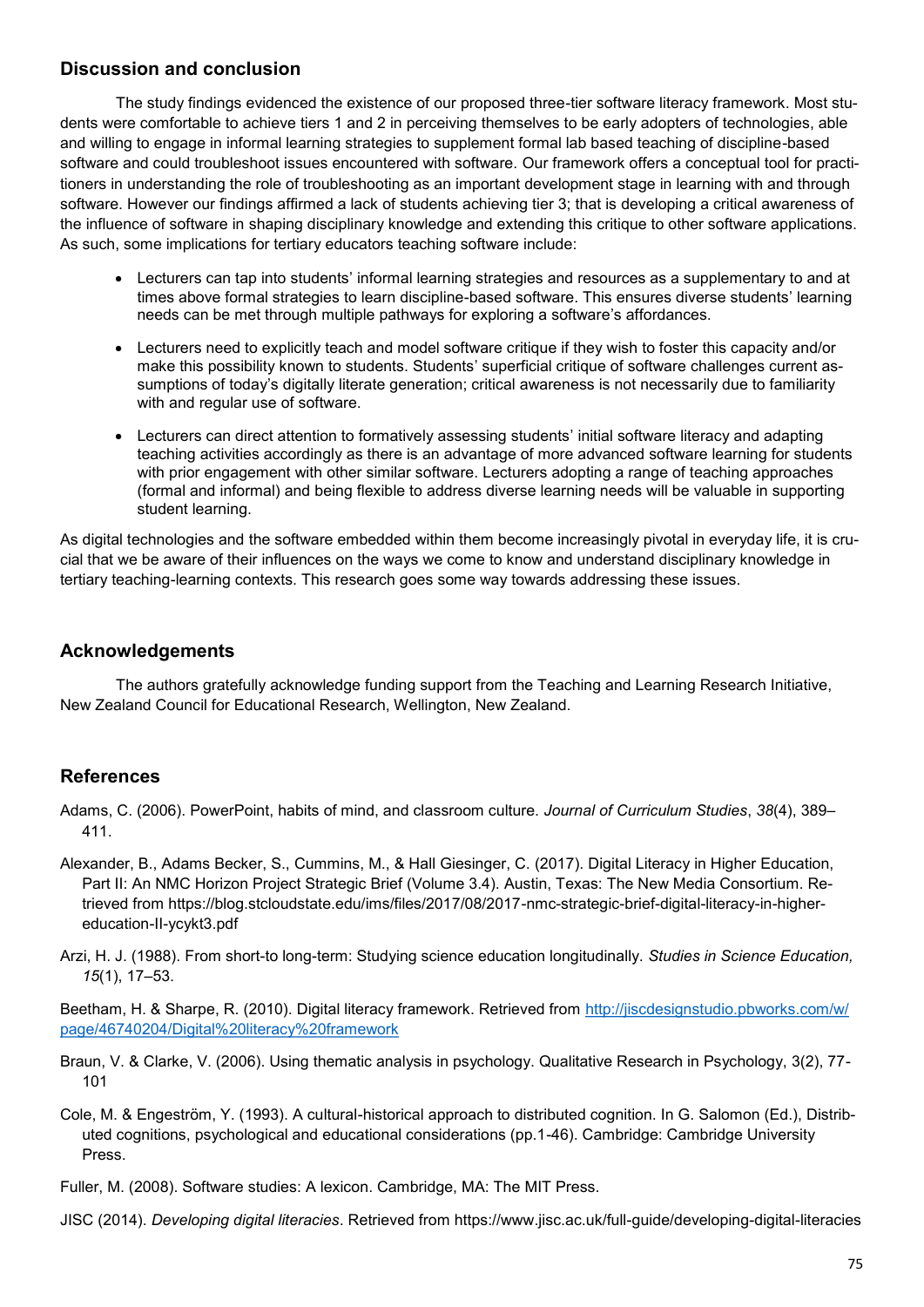## Discussion and conclusion

The study findings evidenced the existence of our proposed three-tier software literacy framework. Most students were comfortable to achieve tiers 1 and 2 in perceiving themselves to be early adopters of technologies, able and willing to engage in informal learning strategies to supplement formal lab based teaching of discipline-based software and could troubleshoot issues encountered with software. Our framework offers a conceptual tool for practitioners in understanding the role of troubleshooting as an important development stage in learning with and through software. However our findings affirmed a lack of students achieving tier 3; that is developing a critical awareness of the influence of software in shaping disciplinary knowledge and extending this critique to other software applications. As such, some implications for tertiary educators teaching software include:

- Lecturers can tap into students' informal learning strategies and resources as a supplementary to and at times above formal strategies to learn discipline-based software. This ensures diverse students' learning needs can be met through multiple pathways for exploring a software's affordances.
- Lecturers need to explicitly teach and model software critique if they wish to foster this capacity and/or make this possibility known to students. Students' superficial critique of software challenges current assumptions of today's digitally literate generation; critical awareness is not necessarily due to familiarity with and regular use of software.
- Lecturers can direct attention to formatively assessing students' initial software literacy and adapting teaching activities accordingly as there is an advantage of more advanced software learning for students with prior engagement with other similar software. Lecturers adopting a range of teaching approaches (formal and informal) and being flexible to address diverse learning needs will be valuable in supporting student learning.

As digital technologies and the software embedded within them become increasingly pivotal in everyday life, it is crucial that we be aware of their influences on the ways we come to know and understand disciplinary knowledge in tertiary teaching-learning contexts. This research goes some way towards addressing these issues.

## Acknowledgements

The authors gratefully acknowledge funding support from the Teaching and Learning Research Initiative, New Zealand Council for Educational Research, Wellington, New Zealand.

## References

Adams, C. (2006). PowerPoint, habits of mind, and classroom culture. *Journal of Curriculum Studies*, *38*(4), 389–411.

Alexander, B., Adams Becker, S., Cummins, M., & Hall Giesinger, C. (2017). Digital Literacy in Higher Education, Part II: An NMC Horizon Project Strategic Brief (Volume 3.4). Austin, Texas: The New Media Consortium. Retrieved from https://blog.stcloudstate.edu/ims/files/2017/08/2017-nmc-strategic-brief-digital-literacy-in-higher-education-II-ycykt3.pdf

Arzi, H. J. (1988). From short-to long-term: Studying science education longitudinally. *Studies in Science Education, 15*(1), 17–53.

Beetham, H. & Sharpe, R. (2010). Digital literacy framework. Retrieved from http://jiscdesignstudio.pbworks.com/w/page/46740204/Digital%20literacy%20framework

Braun, V. & Clarke, V. (2006). Using thematic analysis in psychology. Qualitative Research in Psychology, 3(2), 77-101

Cole, M. & Engeström, Y. (1993). A cultural-historical approach to distributed cognition. In G. Salomon (Ed.), Distributed cognitions, psychological and educational considerations (pp.1-46). Cambridge: Cambridge University Press.

Fuller, M. (2008). Software studies: A lexicon. Cambridge, MA: The MIT Press.

JISC (2014). *Developing digital literacies*. Retrieved from https://www.jisc.ac.uk/full-guide/developing-digital-literacies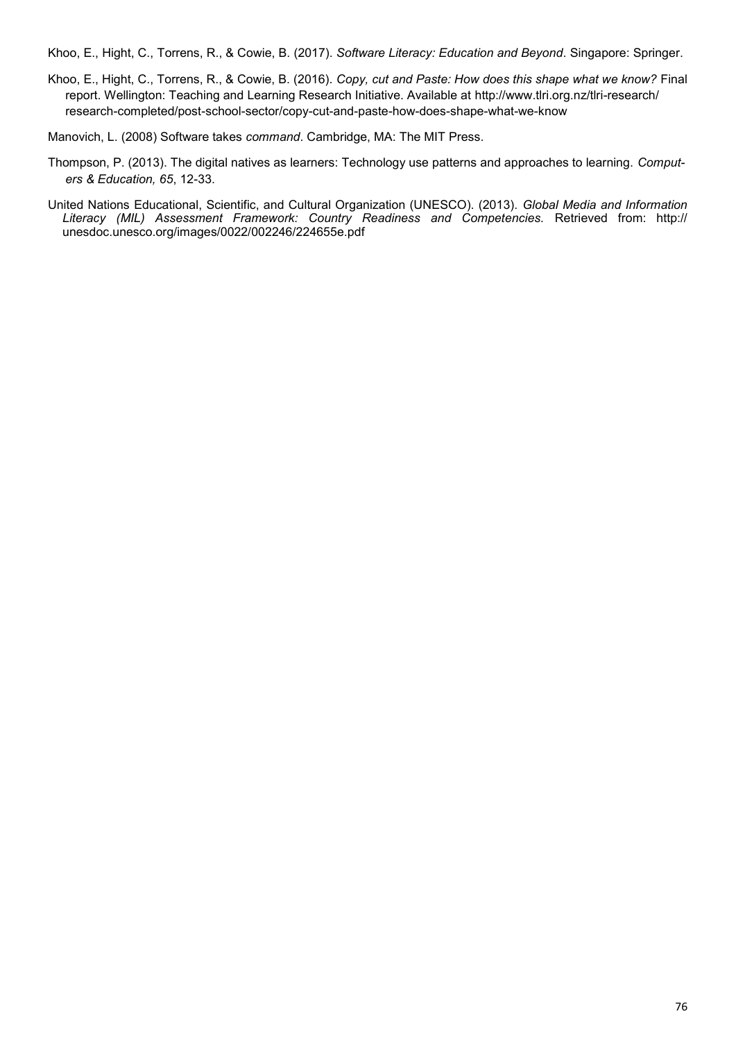Khoo, E., Hight, C., Torrens, R., & Cowie, B. (2017). *Software Literacy: Education and Beyond*. Singapore: Springer.

Khoo, E., Hight, C., Torrens, R., & Cowie, B. (2016). *Copy, cut and Paste: How does this shape what we know?* Final report. Wellington: Teaching and Learning Research Initiative. Available at http://www.tlri.org.nz/tlri-research/research-completed/post-school-sector/copy-cut-and-paste-how-does-shape-what-we-know

Manovich, L. (2008) Software takes *command*. Cambridge, MA: The MIT Press.

Thompson, P. (2013). The digital natives as learners: Technology use patterns and approaches to learning. *Computers & Education, 65*, 12-33.

United Nations Educational, Scientific, and Cultural Organization (UNESCO). (2013). *Global Media and Information Literacy (MIL) Assessment Framework: Country Readiness and Competencies.* Retrieved from: http://unesdoc.unesco.org/images/0022/002246/224655e.pdf